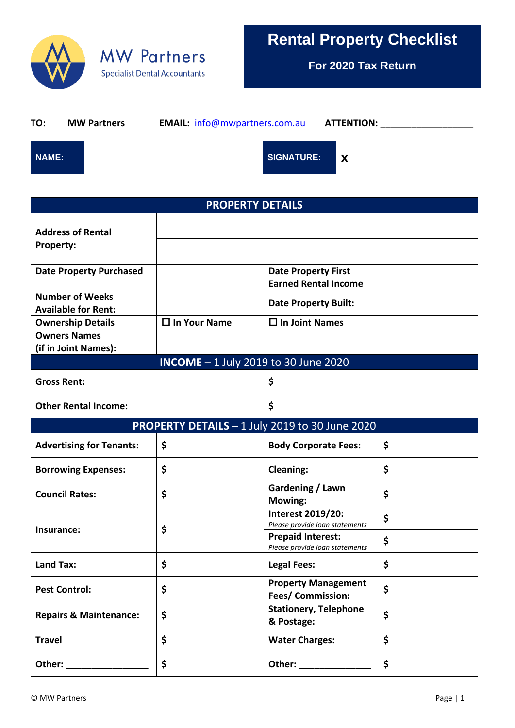MW Partners
Specialist Dental Accountants

# Rental Property Checklist

## For 2020 Tax Return

**TO:** **MW Partners** **EMAIL:** info@mwpartners.com.au **ATTENTION:** ___________________

| NAME: | | SIGNATURE: | X |
|---|---|---|---|

| PROPERTY DETAILS | | | |
|---|---|---|---|
| **Address of Rental Property:** | | | |
| **Date Property Purchased** | | **Date Property First Earned Rental Income** | |
| **Number of Weeks Available for Rent:** | | **Date Property Built:** | |
| **Ownership Details** | ☐ **In Your Name** | ☐ **In Joint Names** | |
| **Owners Names (if in Joint Names):** | | | |
| **INCOME** – 1 July 2019 to 30 June 2020 | | | |
| **Gross Rent:** | | $ | |
| **Other Rental Income:** | | $ | |
| **PROPERTY DETAILS** – 1 July 2019 to 30 June 2020 | | | |
| **Advertising for Tenants:** | $ | **Body Corporate Fees:** | $ |
| **Borrowing Expenses:** | $ | **Cleaning:** | $ |
| **Council Rates:** | $ | **Gardening / Lawn Mowing:** | $ |
| **Insurance:** | $ | **Interest 2019/20:** *Please provide loan statements* | $ |
| | | **Prepaid Interest:** *Please provide loan statements* | $ |
| **Land Tax:** | $ | **Legal Fees:** | $ |
| **Pest Control:** | $ | **Property Management Fees/ Commission:** | $ |
| **Repairs & Maintenance:** | $ | **Stationery, Telephone & Postage:** | $ |
| **Travel** | $ | **Water Charges:** | $ |
| **Other:** ________________ | $ | **Other:** ______________ | $ |

© MW Partners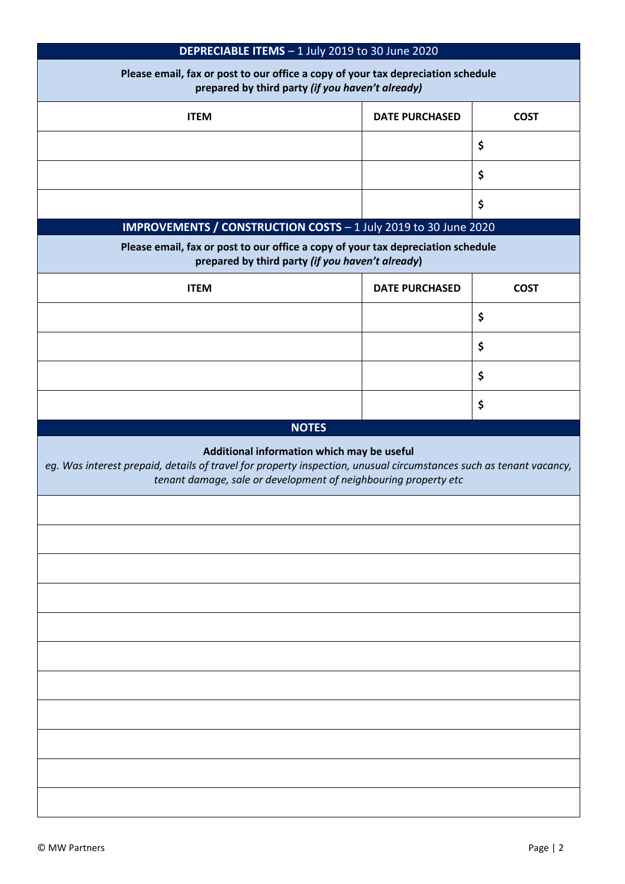## DEPRECIABLE ITEMS – 1 July 2019 to 30 June 2020

**Please email, fax or post to our office a copy of your tax depreciation schedule prepared by third party *(if you haven't already)***

| ITEM | DATE PURCHASED | COST |
|---|---|---|
| | | $ |
| | | $ |
| | | $ |

## IMPROVEMENTS / CONSTRUCTION COSTS – 1 July 2019 to 30 June 2020

**Please email, fax or post to our office a copy of your tax depreciation schedule prepared by third party *(if you haven't already)***

| ITEM | DATE PURCHASED | COST |
|---|---|---|
| | | $ |
| | | $ |
| | | $ |
| | | $ |

## NOTES

**Additional information which may be useful**

*eg. Was interest prepaid, details of travel for property inspection, unusual circumstances such as tenant vacancy, tenant damage, sale or development of neighbouring property etc*

| |
|---|
| |
| |
| |
| |
| |
| |
| |
| |
| |
| |
| |

© MW Partners